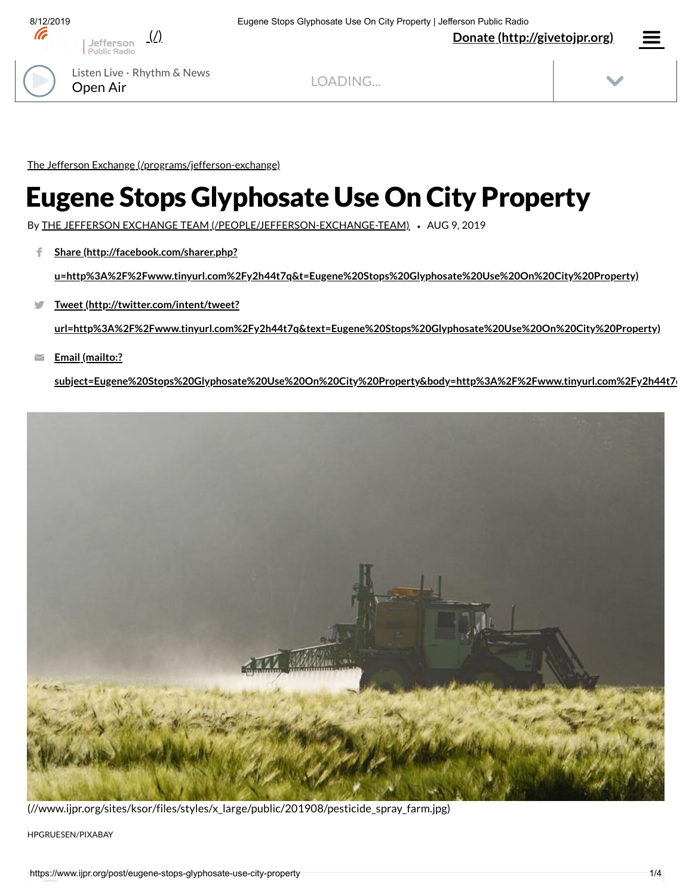The Jefferson Exchange (/programs/jefferson-exchange)

# Eugene Stops Glyphosate Use On City Property

By THE JEFFERSON EXCHANGE TEAM (/PEOPLE/JEFFERSON-EXCHANGE-TEAM) • AUG 9, 2019

- Share (http://facebook.com/sharer.php?u=http%3A%2F%2Fwww.tinyurl.com%2Fy2h44t7q&t=Eugene%20Stops%20Glyphosate%20Use%20On%20City%20Property)
- Tweet (http://twitter.com/intent/tweet?url=http%3A%2F%2Fwww.tinyurl.com%2Fy2h44t7q&text=Eugene%20Stops%20Glyphosate%20Use%20On%20City%20Property)
- Email (mailto:?subject=Eugene%20Stops%20Glyphosate%20Use%20On%20City%20Property&body=http%3A%2F%2Fwww.tinyurl.com%2Fy2h44t7

(//www.ijpr.org/sites/ksor/files/styles/x_large/public/201908/pesticide_spray_farm.jpg)

HPGRUESEN/PIXABAY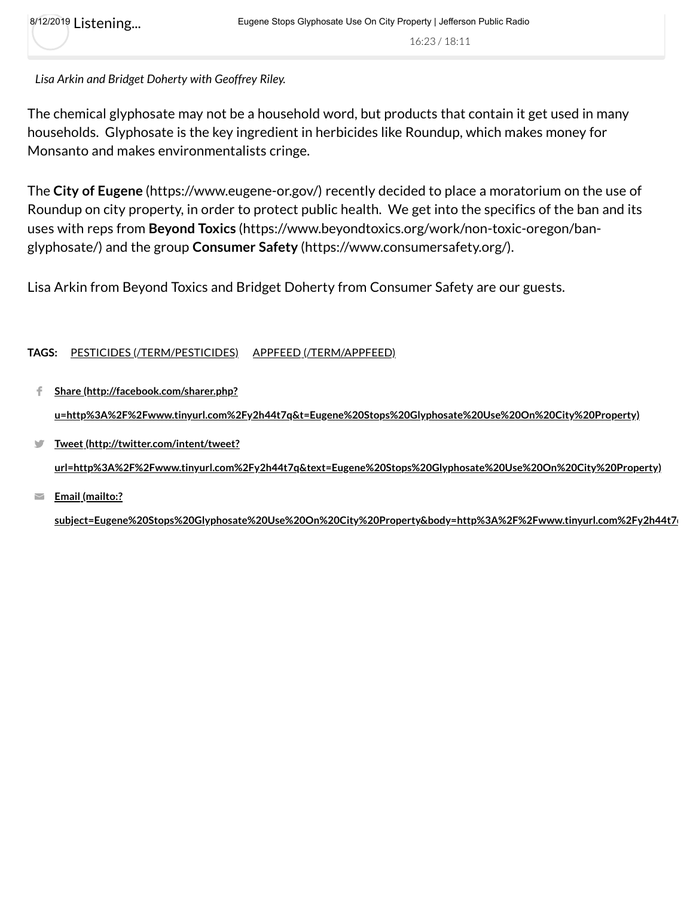Listening...

16:23 / 18:11

*Lisa Arkin and Bridget Doherty with Geoffrey Riley.*

The chemical glyphosate may not be a household word, but products that contain it get used in many households. Glyphosate is the key ingredient in herbicides like Roundup, which makes money for Monsanto and makes environmentalists cringe.

The **City of Eugene** (https://www.eugene-or.gov/) recently decided to place a moratorium on the use of Roundup on city property, in order to protect public health. We get into the specifics of the ban and its uses with reps from **Beyond Toxics** (https://www.beyondtoxics.org/work/non-toxic-oregon/ban-glyphosate/) and the group **Consumer Safety** (https://www.consumersafety.org/).

Lisa Arkin from Beyond Toxics and Bridget Doherty from Consumer Safety are our guests.

**TAGS:** PESTICIDES (/TERM/PESTICIDES) APPFEED (/TERM/APPFEED)

- **Share (http://facebook.com/sharer.php?u=http%3A%2F%2Fwww.tinyurl.com%2Fy2h44t7q&t=Eugene%20Stops%20Glyphosate%20Use%20On%20City%20Property)**
- **Tweet (http://twitter.com/intent/tweet?url=http%3A%2F%2Fwww.tinyurl.com%2Fy2h44t7q&text=Eugene%20Stops%20Glyphosate%20Use%20On%20City%20Property)**
- **Email (mailto:?subject=Eugene%20Stops%20Glyphosate%20Use%20On%20City%20Property&body=http%3A%2F%2Fwww.tinyurl.com%2Fy2h44t7**